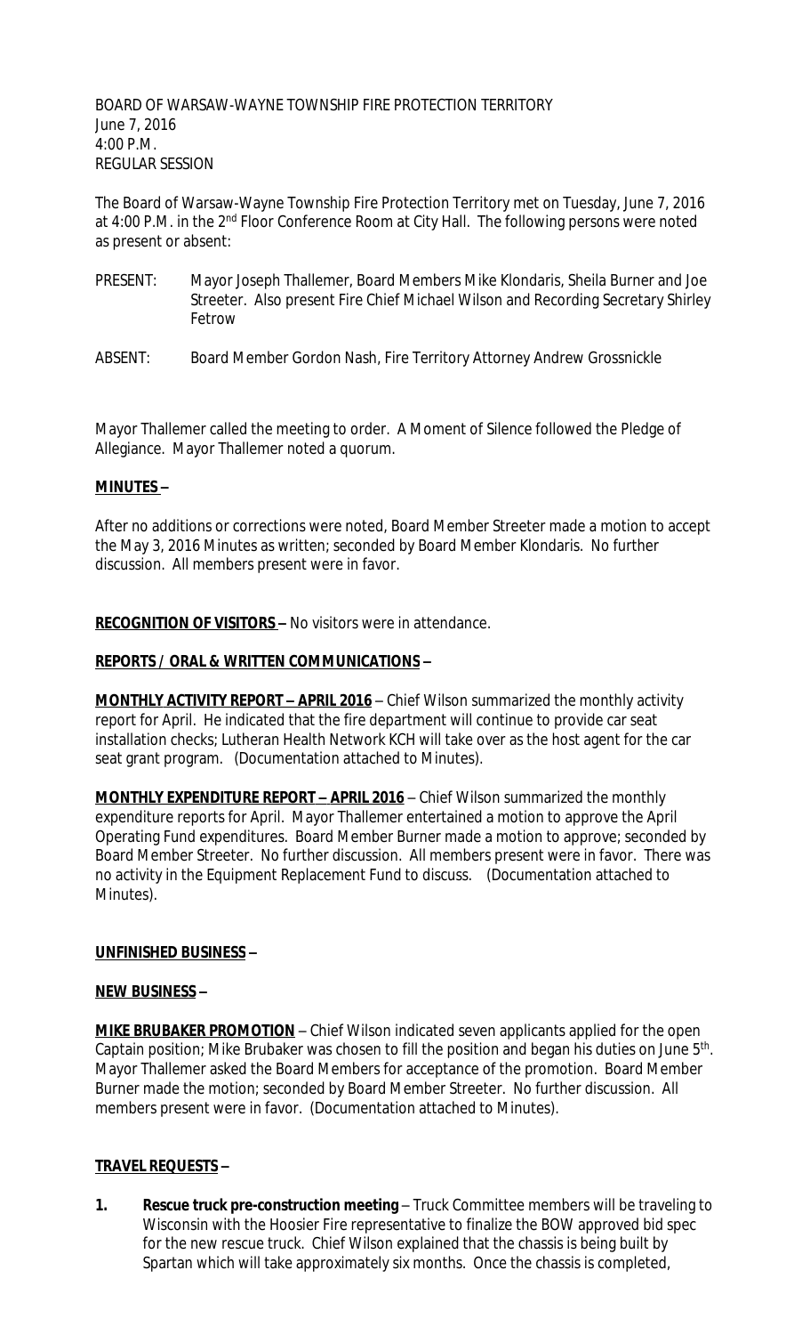BOARD OF WARSAW-WAYNE TOWNSHIP FIRE PROTECTION TERRITORY
June 7, 2016
4:00 P.M.
REGULAR SESSION

The Board of Warsaw-Wayne Township Fire Protection Territory met on Tuesday, June 7, 2016 at 4:00 P.M. in the 2nd Floor Conference Room at City Hall. The following persons were noted as present or absent:

PRESENT: Mayor Joseph Thallemer, Board Members Mike Klondaris, Sheila Burner and Joe Streeter. Also present Fire Chief Michael Wilson and Recording Secretary Shirley Fetrow

ABSENT: Board Member Gordon Nash, Fire Territory Attorney Andrew Grossnickle

Mayor Thallemer called the meeting to order. A Moment of Silence followed the Pledge of Allegiance. Mayor Thallemer noted a quorum.

**MINUTES –**

After no additions or corrections were noted, Board Member Streeter made a motion to accept the May 3, 2016 Minutes as written; seconded by Board Member Klondaris. No further discussion. All members present were in favor.

**RECOGNITION OF VISITORS –** No visitors were in attendance.

**REPORTS / ORAL & WRITTEN COMMUNICATIONS –**

**MONTHLY ACTIVITY REPORT – APRIL 2016** – Chief Wilson summarized the monthly activity report for April. He indicated that the fire department will continue to provide car seat installation checks; Lutheran Health Network KCH will take over as the host agent for the car seat grant program. (Documentation attached to Minutes).

**MONTHLY EXPENDITURE REPORT – APRIL 2016** – Chief Wilson summarized the monthly expenditure reports for April. Mayor Thallemer entertained a motion to approve the April Operating Fund expenditures. Board Member Burner made a motion to approve; seconded by Board Member Streeter. No further discussion. All members present were in favor. There was no activity in the Equipment Replacement Fund to discuss. (Documentation attached to Minutes).

**UNFINISHED BUSINESS –**

**NEW BUSINESS –**

**MIKE BRUBAKER PROMOTION** – Chief Wilson indicated seven applicants applied for the open Captain position; Mike Brubaker was chosen to fill the position and began his duties on June 5th. Mayor Thallemer asked the Board Members for acceptance of the promotion. Board Member Burner made the motion; seconded by Board Member Streeter. No further discussion. All members present were in favor. (Documentation attached to Minutes).

**TRAVEL REQUESTS –**

1. **Rescue truck pre-construction meeting** – Truck Committee members will be traveling to Wisconsin with the Hoosier Fire representative to finalize the BOW approved bid spec for the new rescue truck. Chief Wilson explained that the chassis is being built by Spartan which will take approximately six months. Once the chassis is completed,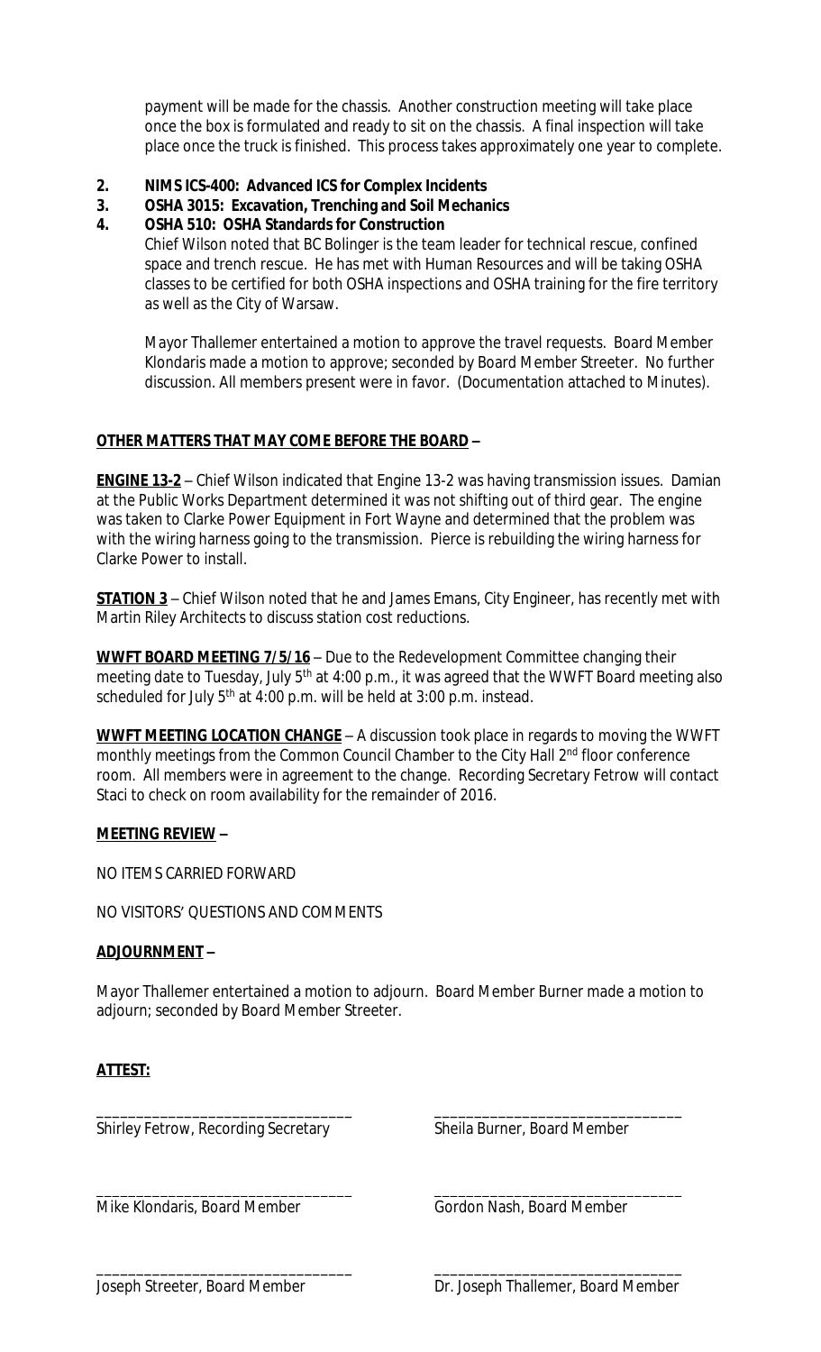payment will be made for the chassis. Another construction meeting will take place once the box is formulated and ready to sit on the chassis. A final inspection will take place once the truck is finished. This process takes approximately one year to complete.

2. **NIMS ICS-400: Advanced ICS for Complex Incidents**
3. **OSHA 3015: Excavation, Trenching and Soil Mechanics**
4. **OSHA 510: OSHA Standards for Construction**

   Chief Wilson noted that BC Bolinger is the team leader for technical rescue, confined space and trench rescue. He has met with Human Resources and will be taking OSHA classes to be certified for both OSHA inspections and OSHA training for the fire territory as well as the City of Warsaw.

   Mayor Thallemer entertained a motion to approve the travel requests. Board Member Klondaris made a motion to approve; seconded by Board Member Streeter. No further discussion. All members present were in favor. (Documentation attached to Minutes).

**OTHER MATTERS THAT MAY COME BEFORE THE BOARD –**

**ENGINE 13-2** – Chief Wilson indicated that Engine 13-2 was having transmission issues. Damian at the Public Works Department determined it was not shifting out of third gear. The engine was taken to Clarke Power Equipment in Fort Wayne and determined that the problem was with the wiring harness going to the transmission. Pierce is rebuilding the wiring harness for Clarke Power to install.

**STATION 3** – Chief Wilson noted that he and James Emans, City Engineer, has recently met with Martin Riley Architects to discuss station cost reductions.

**WWFT BOARD MEETING 7/5/16** – Due to the Redevelopment Committee changing their meeting date to Tuesday, July 5th at 4:00 p.m., it was agreed that the WWFT Board meeting also scheduled for July 5th at 4:00 p.m. will be held at 3:00 p.m. instead.

**WWFT MEETING LOCATION CHANGE** – A discussion took place in regards to moving the WWFT monthly meetings from the Common Council Chamber to the City Hall 2nd floor conference room. All members were in agreement to the change. Recording Secretary Fetrow will contact Staci to check on room availability for the remainder of 2016.

**MEETING REVIEW –**

NO ITEMS CARRIED FORWARD

NO VISITORS' QUESTIONS AND COMMENTS

**ADJOURNMENT –**

Mayor Thallemer entertained a motion to adjourn. Board Member Burner made a motion to adjourn; seconded by Board Member Streeter.

**ATTEST:**

| | |
|---|---|
| _______________________________ | _______________________________ |
| Shirley Fetrow, Recording Secretary | Sheila Burner, Board Member |
| _______________________________ | _______________________________ |
| Mike Klondaris, Board Member | Gordon Nash, Board Member |
| _______________________________ | _______________________________ |
| Joseph Streeter, Board Member | Dr. Joseph Thallemer, Board Member |